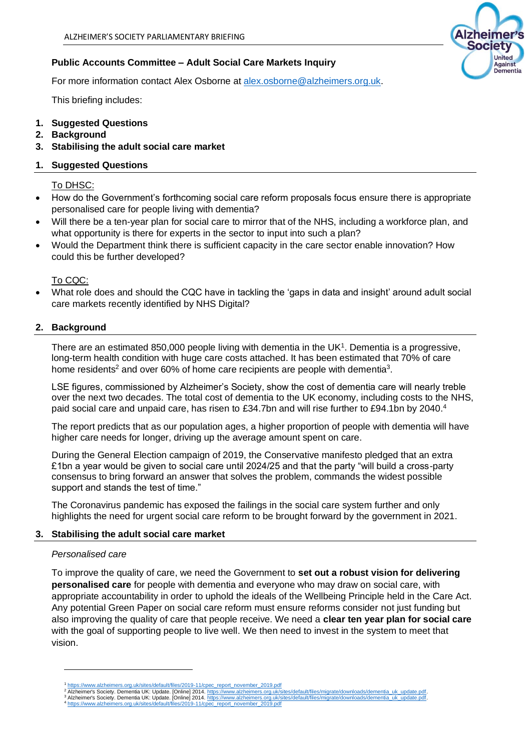# Public Accounts Committee – Adult Social Care Markets Inquiry

For more information contact Alex Osborne at [alex.osborne@alzheimers.org.uk](mailto:alex.osborne@alzheimers.org.uk).

This briefing includes:

1. **Suggested Questions**
2. **Background**
3. **Stabilising the adult social care market**

## 1. Suggested Questions

To DHSC:

- How do the Government's forthcoming social care reform proposals focus ensure there is appropriate personalised care for people living with dementia?
- Will there be a ten-year plan for social care to mirror that of the NHS, including a workforce plan, and what opportunity is there for experts in the sector to input into such a plan?
- Would the Department think there is sufficient capacity in the care sector enable innovation? How could this be further developed?

To CQC:

- What role does and should the CQC have in tackling the 'gaps in data and insight' around adult social care markets recently identified by NHS Digital?

## 2. Background

There are an estimated 850,000 people living with dementia in the UK[1]. Dementia is a progressive, long-term health condition with huge care costs attached. It has been estimated that 70% of care home residents[2] and over 60% of home care recipients are people with dementia[3].

LSE figures, commissioned by Alzheimer's Society, show the cost of dementia care will nearly treble over the next two decades. The total cost of dementia to the UK economy, including costs to the NHS, paid social care and unpaid care, has risen to £34.7bn and will rise further to £94.1bn by 2040.[4]

The report predicts that as our population ages, a higher proportion of people with dementia will have higher care needs for longer, driving up the average amount spent on care.

During the General Election campaign of 2019, the Conservative manifesto pledged that an extra £1bn a year would be given to social care until 2024/25 and that the party "will build a cross-party consensus to bring forward an answer that solves the problem, commands the widest possible support and stands the test of time."

The Coronavirus pandemic has exposed the failings in the social care system further and only highlights the need for urgent social care reform to be brought forward by the government in 2021.

## 3. Stabilising the adult social care market

*Personalised care*

To improve the quality of care, we need the Government to **set out a robust vision for delivering personalised care** for people with dementia and everyone who may draw on social care, with appropriate accountability in order to uphold the ideals of the Wellbeing Principle held in the Care Act. Any potential Green Paper on social care reform must ensure reforms consider not just funding but also improving the quality of care that people receive. We need a **clear ten year plan for social care** with the goal of supporting people to live well. We then need to invest in the system to meet that vision.

---

[1] https://www.alzheimers.org.uk/sites/default/files/2019-11/cpec_report_november_2019.pdf
[2] Alzheimer's Society. Dementia UK: Update. [Online] 2014. https://www.alzheimers.org.uk/sites/default/files/migrate/downloads/dementia_uk_update.pdf.
[3] Alzheimer's Society. Dementia UK: Update. [Online] 2014. https://www.alzheimers.org.uk/sites/default/files/migrate/downloads/dementia_uk_update.pdf.
[4] https://www.alzheimers.org.uk/sites/default/files/2019-11/cpec_report_november_2019.pdf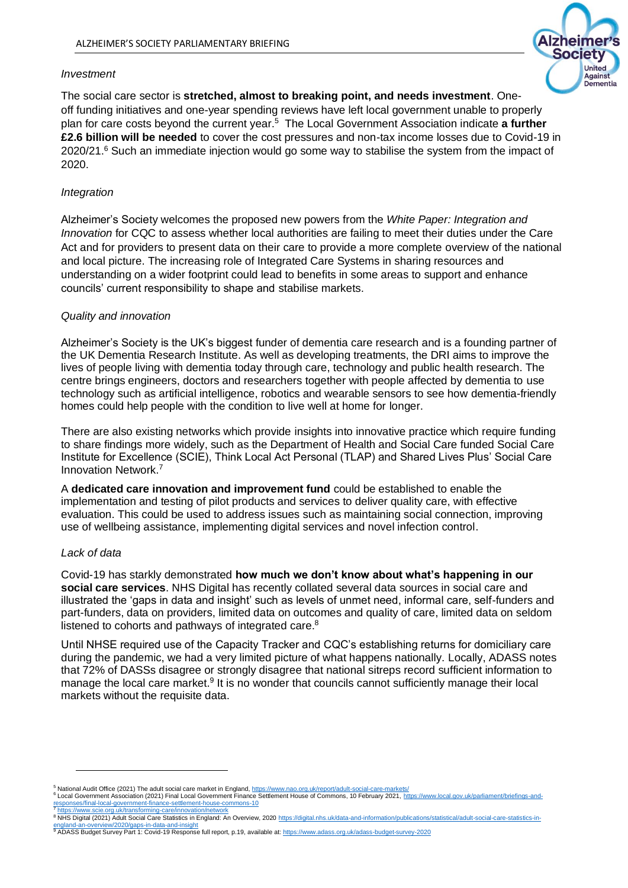*Investment*

The social care sector is **stretched, almost to breaking point, and needs investment**. One-off funding initiatives and one-year spending reviews have left local government unable to properly plan for care costs beyond the current year.[5] The Local Government Association indicate **a further £2.6 billion will be needed** to cover the cost pressures and non-tax income losses due to Covid-19 in 2020/21.[6] Such an immediate injection would go some way to stabilise the system from the impact of 2020.

*Integration*

Alzheimer's Society welcomes the proposed new powers from the *White Paper: Integration and Innovation* for CQC to assess whether local authorities are failing to meet their duties under the Care Act and for providers to present data on their care to provide a more complete overview of the national and local picture. The increasing role of Integrated Care Systems in sharing resources and understanding on a wider footprint could lead to benefits in some areas to support and enhance councils' current responsibility to shape and stabilise markets.

*Quality and innovation*

Alzheimer's Society is the UK's biggest funder of dementia care research and is a founding partner of the UK Dementia Research Institute. As well as developing treatments, the DRI aims to improve the lives of people living with dementia today through care, technology and public health research. The centre brings engineers, doctors and researchers together with people affected by dementia to use technology such as artificial intelligence, robotics and wearable sensors to see how dementia-friendly homes could help people with the condition to live well at home for longer.

There are also existing networks which provide insights into innovative practice which require funding to share findings more widely, such as the Department of Health and Social Care funded Social Care Institute for Excellence (SCIE), Think Local Act Personal (TLAP) and Shared Lives Plus' Social Care Innovation Network.[7]

A **dedicated care innovation and improvement fund** could be established to enable the implementation and testing of pilot products and services to deliver quality care, with effective evaluation. This could be used to address issues such as maintaining social connection, improving use of wellbeing assistance, implementing digital services and novel infection control.

*Lack of data*

Covid-19 has starkly demonstrated **how much we don't know about what's happening in our social care services**. NHS Digital has recently collated several data sources in social care and illustrated the 'gaps in data and insight' such as levels of unmet need, informal care, self-funders and part-funders, data on providers, limited data on outcomes and quality of care, limited data on seldom listened to cohorts and pathways of integrated care.[8]

Until NHSE required use of the Capacity Tracker and CQC's establishing returns for domiciliary care during the pandemic, we had a very limited picture of what happens nationally. Locally, ADASS notes that 72% of DASSs disagree or strongly disagree that national sitreps record sufficient information to manage the local care market.[9] It is no wonder that councils cannot sufficiently manage their local markets without the requisite data.

---

[5] National Audit Office (2021) The adult social care market in England, https://www.nao.org.uk/report/adult-social-care-markets/

[6] Local Government Association (2021) Final Local Government Finance Settlement House of Commons, 10 February 2021, https://www.local.gov.uk/parliament/briefings-and-responses/final-local-government-finance-settlement-house-commons-10

[7] https://www.scie.org.uk/transforming-care/innovation/network

[8] NHS Digital (2021) Adult Social Care Statistics in England: An Overview, 2020 https://digital.nhs.uk/data-and-information/publications/statistical/adult-social-care-statistics-in-england-an-overview/2020/gaps-in-data-and-insight

[9] ADASS Budget Survey Part 1: Covid-19 Response full report, p.19, available at: https://www.adass.org.uk/adass-budget-survey-2020